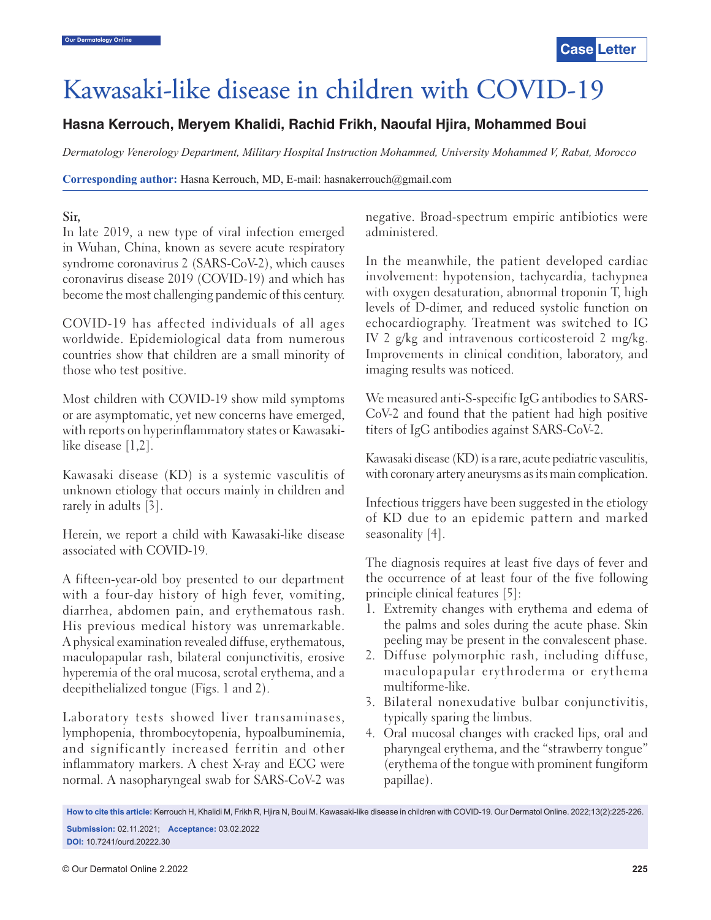# Kawasaki-like disease in children with COVID-19

**Hasna Kerrouch, Meryem Khalidi, Rachid Frikh, Naoufal Hjira, Mohammed Boui**

*Dermatology Venerology Department, Military Hospital Instruction Mohammed, University Mohammed V, Rabat, Morocco*

**Corresponding author:** Hasna Kerrouch, MD, E-mail: hasnakerrouch@gmail.com

**Sir,**

In late 2019, a new type of viral infection emerged in Wuhan, China, known as severe acute respiratory syndrome coronavirus 2 (SARS-CoV-2), which causes coronavirus disease 2019 (COVID-19) and which has become the most challenging pandemic of this century.

COVID-19 has affected individuals of all ages worldwide. Epidemiological data from numerous countries show that children are a small minority of those who test positive.

Most children with COVID-19 show mild symptoms or are asymptomatic, yet new concerns have emerged, with reports on hyperinflammatory states or Kawasaki-like disease [1,2].

Kawasaki disease (KD) is a systemic vasculitis of unknown etiology that occurs mainly in children and rarely in adults [3].

Herein, we report a child with Kawasaki-like disease associated with COVID-19.

A fifteen-year-old boy presented to our department with a four-day history of high fever, vomiting, diarrhea, abdomen pain, and erythematous rash. His previous medical history was unremarkable. A physical examination revealed diffuse, erythematous, maculopapular rash, bilateral conjunctivitis, erosive hyperemia of the oral mucosa, scrotal erythema, and a deepithelialized tongue (Figs. 1 and 2).

Laboratory tests showed liver transaminases, lymphopenia, thrombocytopenia, hypoalbuminemia, and significantly increased ferritin and other inflammatory markers. A chest X-ray and ECG were normal. A nasopharyngeal swab for SARS-CoV-2 was negative. Broad-spectrum empiric antibiotics were administered.

In the meanwhile, the patient developed cardiac involvement: hypotension, tachycardia, tachypnea with oxygen desaturation, abnormal troponin T, high levels of D-dimer, and reduced systolic function on echocardiography. Treatment was switched to IG IV 2 g/kg and intravenous corticosteroid 2 mg/kg. Improvements in clinical condition, laboratory, and imaging results was noticed.

We measured anti-S-specific IgG antibodies to SARS-CoV-2 and found that the patient had high positive titers of IgG antibodies against SARS-CoV-2.

Kawasaki disease (KD) is a rare, acute pediatric vasculitis, with coronary artery aneurysms as its main complication.

Infectious triggers have been suggested in the etiology of KD due to an epidemic pattern and marked seasonality [4].

The diagnosis requires at least five days of fever and the occurrence of at least four of the five following principle clinical features [5]:

1. Extremity changes with erythema and edema of the palms and soles during the acute phase. Skin peeling may be present in the convalescent phase.
2. Diffuse polymorphic rash, including diffuse, maculopapular erythroderma or erythema multiforme-like.
3. Bilateral nonexudative bulbar conjunctivitis, typically sparing the limbus.
4. Oral mucosal changes with cracked lips, oral and pharyngeal erythema, and the "strawberry tongue" (erythema of the tongue with prominent fungiform papillae).

**How to cite this article:** Kerrouch H, Khalidi M, Frikh R, Hjira N, Boui M. Kawasaki-like disease in children with COVID-19. Our Dermatol Online. 2022;13(2):225-226.

**Submission:** 02.11.2021; **Acceptance:** 03.02.2022

**DOI:** 10.7241/ourd.20222.30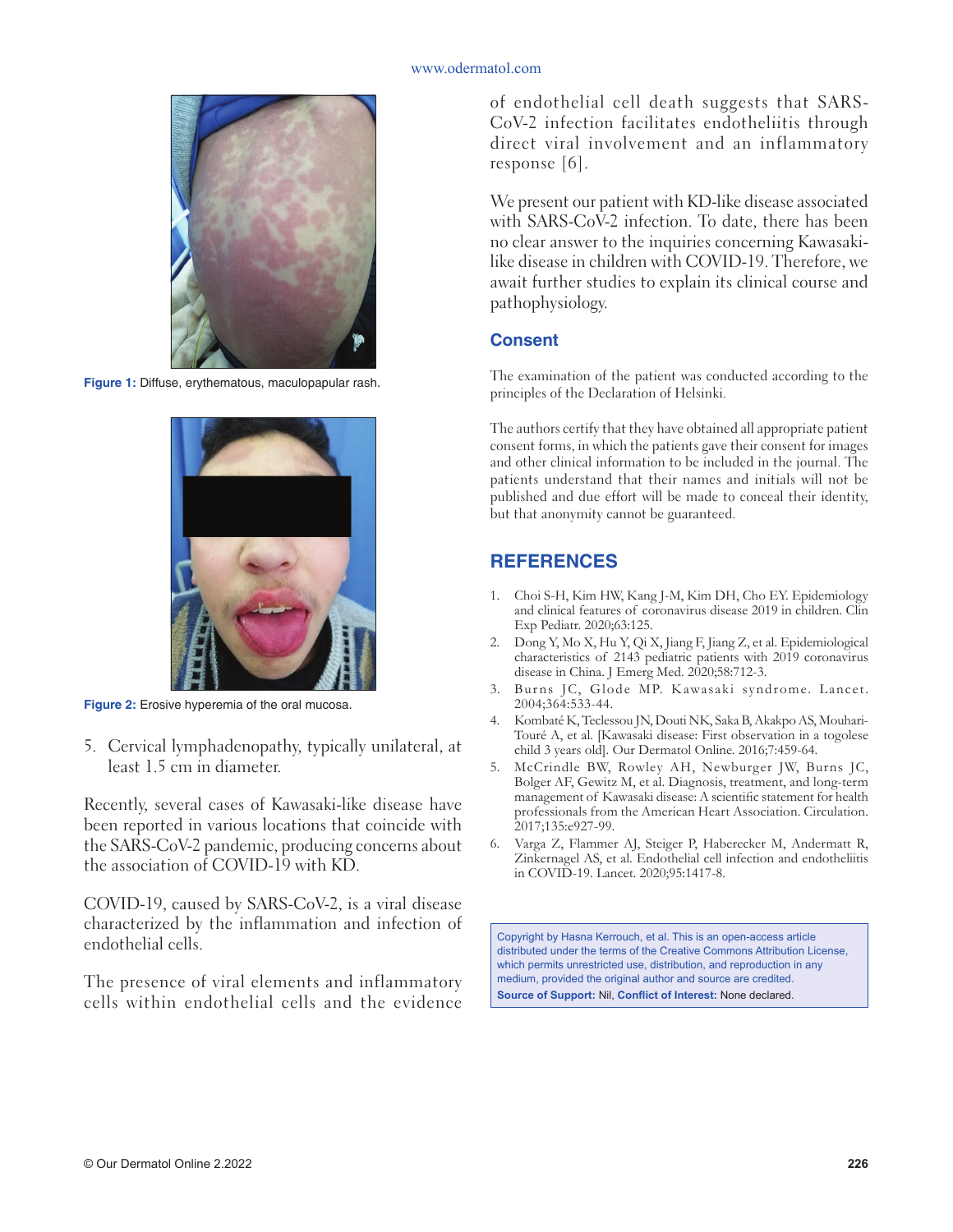Figure 1: Diffuse, erythematous, maculopapular rash.

Figure 2: Erosive hyperemia of the oral mucosa.

5. Cervical lymphadenopathy, typically unilateral, at least 1.5 cm in diameter.

Recently, several cases of Kawasaki-like disease have been reported in various locations that coincide with the SARS-CoV-2 pandemic, producing concerns about the association of COVID-19 with KD.

COVID-19, caused by SARS-CoV-2, is a viral disease characterized by the inflammation and infection of endothelial cells.

The presence of viral elements and inflammatory cells within endothelial cells and the evidence of endothelial cell death suggests that SARS-CoV-2 infection facilitates endotheliitis through direct viral involvement and an inflammatory response [6].

We present our patient with KD-like disease associated with SARS-CoV-2 infection. To date, there has been no clear answer to the inquiries concerning Kawasaki-like disease in children with COVID-19. Therefore, we await further studies to explain its clinical course and pathophysiology.

## Consent

The examination of the patient was conducted according to the principles of the Declaration of Helsinki.

The authors certify that they have obtained all appropriate patient consent forms, in which the patients gave their consent for images and other clinical information to be included in the journal. The patients understand that their names and initials will not be published and due effort will be made to conceal their identity, but that anonymity cannot be guaranteed.

## REFERENCES

1. Choi S-H, Kim HW, Kang J-M, Kim DH, Cho EY. Epidemiology and clinical features of coronavirus disease 2019 in children. Clin Exp Pediatr. 2020;63:125.
2. Dong Y, Mo X, Hu Y, Qi X, Jiang F, Jiang Z, et al. Epidemiological characteristics of 2143 pediatric patients with 2019 coronavirus disease in China. J Emerg Med. 2020;58:712-3.
3. Burns JC, Glode MP. Kawasaki syndrome. Lancet. 2004;364:533-44.
4. Kombaté K, Teclessou JN, Douti NK, Saka B, Akakpo AS, Mouhari-Touré A, et al. [Kawasaki disease: First observation in a togolese child 3 years old]. Our Dermatol Online. 2016;7:459-64.
5. McCrindle BW, Rowley AH, Newburger JW, Burns JC, Bolger AF, Gewitz M, et al. Diagnosis, treatment, and long-term management of Kawasaki disease: A scientific statement for health professionals from the American Heart Association. Circulation. 2017;135:e927-99.
6. Varga Z, Flammer AJ, Steiger P, Haberecker M, Andermatt R, Zinkernagel AS, et al. Endothelial cell infection and endotheliitis in COVID-19. Lancet. 2020;95:1417-8.

Copyright by Hasna Kerrouch, et al. This is an open-access article distributed under the terms of the Creative Commons Attribution License, which permits unrestricted use, distribution, and reproduction in any medium, provided the original author and source are credited.
**Source of Support:** Nil, **Conflict of Interest:** None declared.